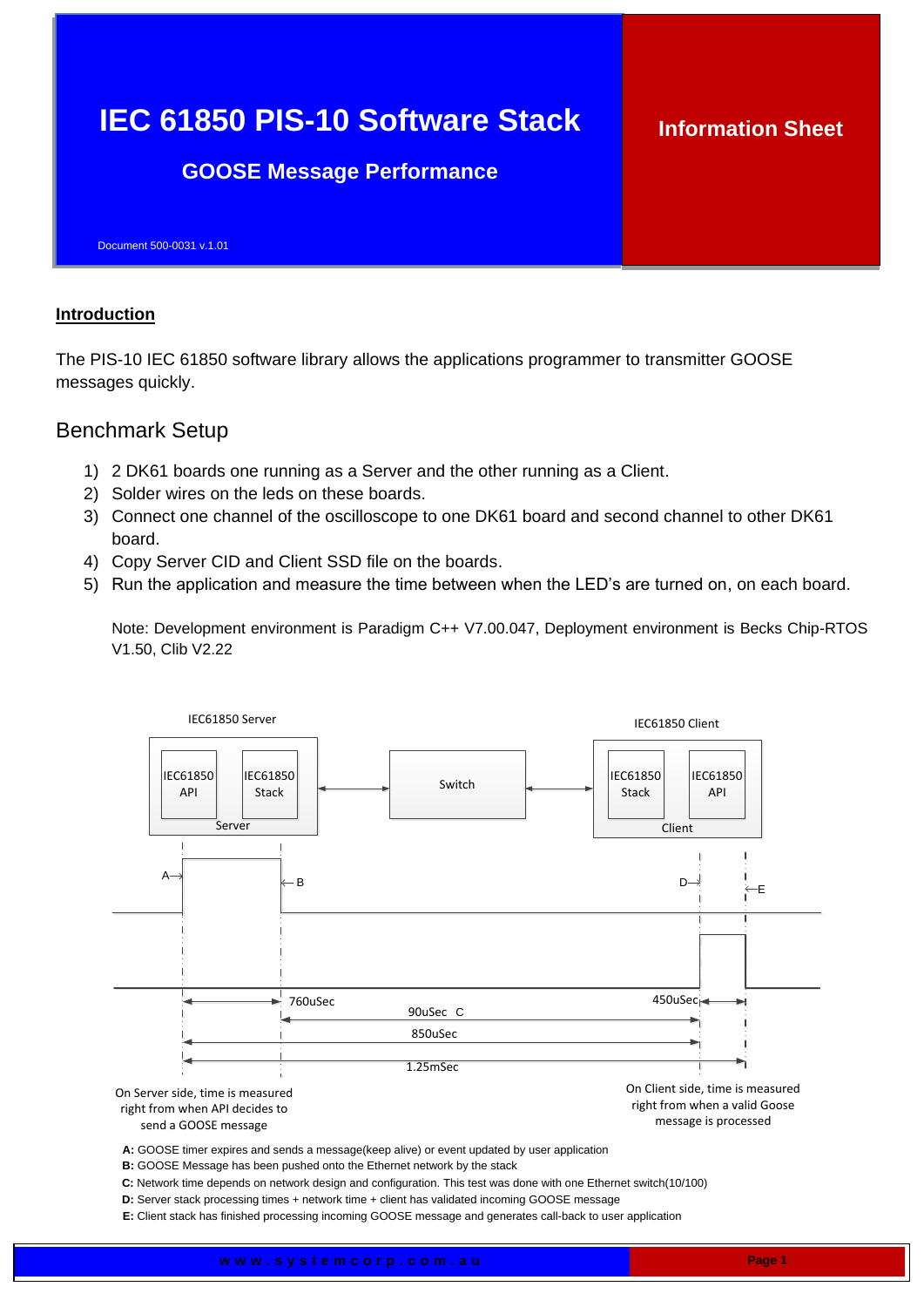# IEC 61850 PIS-10 Software Stack

## GOOSE Message Performance

**Information Sheet**

Document 500-0031 v.1.01

## Introduction

The PIS-10 IEC 61850 software library allows the applications programmer to transmitter GOOSE messages quickly.

## Benchmark Setup

1) 2 DK61 boards one running as a Server and the other running as a Client.
2) Solder wires on the leds on these boards.
3) Connect one channel of the oscilloscope to one DK61 board and second channel to other DK61 board.
4) Copy Server CID and Client SSD file on the boards.
5) Run the application and measure the time between when the LED's are turned on, on each board.

Note: Development environment is Paradigm C++ V7.00.047, Deployment environment is Becks Chip-RTOS V1.50, Clib V2.22

IEC61850 Server — Server (IEC61850 API, IEC61850 Stack) ↔ Switch ↔ IEC61850 Client — Client (IEC61850 Stack, IEC61850 API)

- A → B: 760uSec
- B → D: 90uSec C
- A → D: 850uSec
- D → E: 450uSec
- A → E: 1.25mSec

On Server side, time is measured right from when API decides to send a GOOSE message

On Client side, time is measured right from when a valid Goose message is processed

**A:** GOOSE timer expires and sends a message(keep alive) or event updated by user application
**B:** GOOSE Message has been pushed onto the Ethernet network by the stack
**C:** Network time depends on network design and configuration. This test was done with one Ethernet switch(10/100)
**D:** Server stack processing times + network time + client has validated incoming GOOSE message
**E:** Client stack has finished processing incoming GOOSE message and generates call-back to user application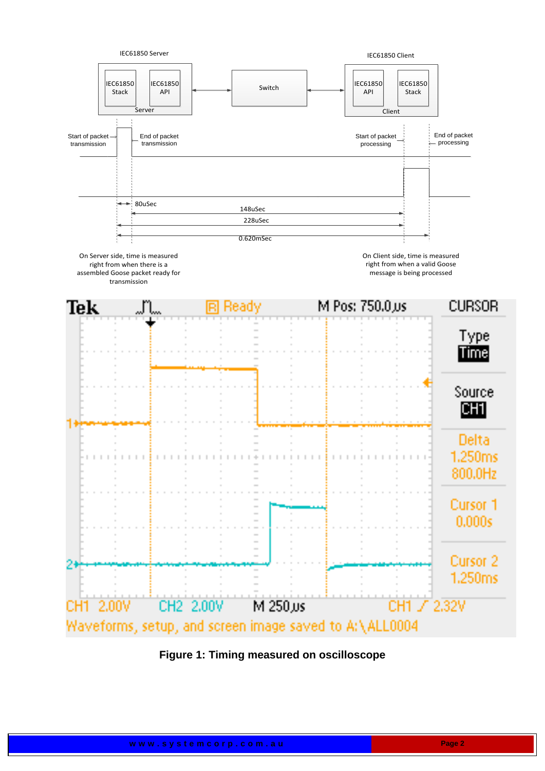IEC61850 Server

IEC61850 Stack

IEC61850 API

Server

Switch

IEC61850 Client

IEC61850 API

IEC61850 Stack

Client

Start of packet transmission

End of packet transmission

Start of packet processing

End of packet processing

80uSec

148uSec

228uSec

0.620mSec

On Server side, time is measured right from when there is a assembled Goose packet ready for transmission

On Client side, time is measured right from when a valid Goose message is being processed

Tek

Ready

M Pos: 750.0µs

CURSOR

Type

Time

Source

CH1

Delta

1.250ms

800.0Hz

Cursor 1

0.000s

Cursor 2

1.250ms

CH1 2.00V

CH2 2.00V

M 250µs

CH1 2.32V

Waveforms, setup, and screen image saved to A:\ALL0004

**Figure 1: Timing measured on oscilloscope**